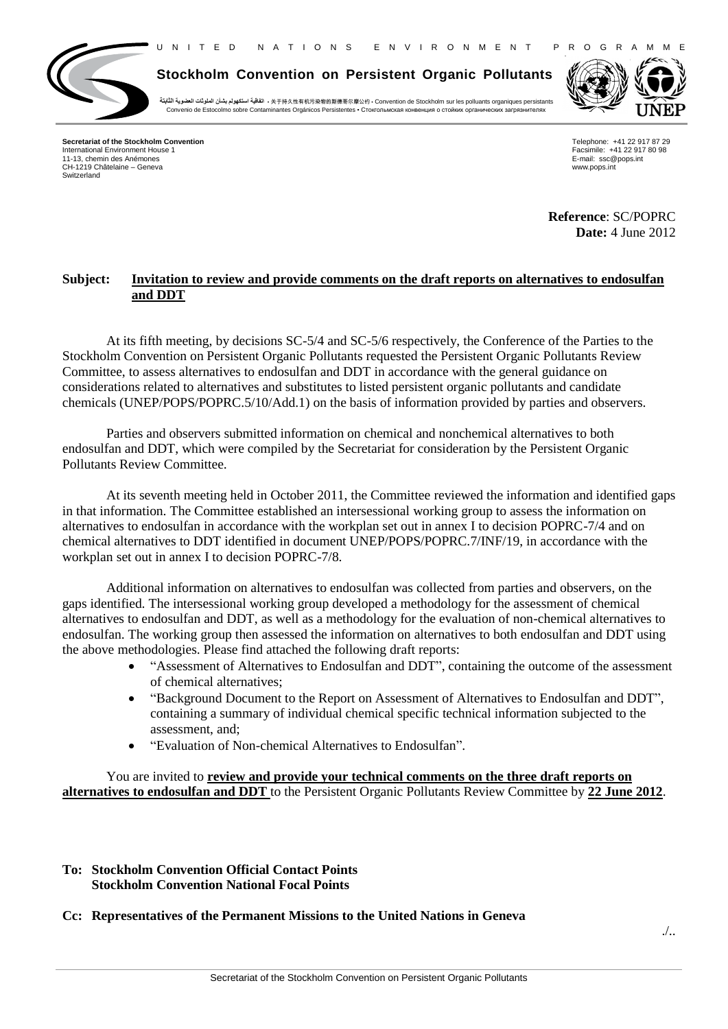U N I T E D N A T I O N S E N V I R O N M E N T P R O G R A M M E

**Stockholm Convention on Persistent Organic Pollutants**

اتفاقية استكهولم بشأن الملوثات العضوية الثابتة • 关于持久性有机污染物的斯德哥尔摩公约 • Convention de Stockholm sur les polluants organiques persistants
Convenio de Estocolmo sobre Contaminantes Orgánicos Persistentes • Стокгольмская конвенция о стойких органических загрязнителях

UNEP

**Secretariat of the Stockholm Convention**
International Environment House 1
11-13, chemin des Anémones
CH-1219 Châtelaine – Geneva
Switzerland

Telephone: +41 22 917 87 29
Facsimile: +41 22 917 80 98
E-mail: ssc@pops.int
www.pops.int

**Reference**: SC/POPRC
**Date:** 4 June 2012

**Subject: Invitation to review and provide comments on the draft reports on alternatives to endosulfan and DDT**

At its fifth meeting, by decisions SC-5/4 and SC-5/6 respectively, the Conference of the Parties to the Stockholm Convention on Persistent Organic Pollutants requested the Persistent Organic Pollutants Review Committee, to assess alternatives to endosulfan and DDT in accordance with the general guidance on considerations related to alternatives and substitutes to listed persistent organic pollutants and candidate chemicals (UNEP/POPS/POPRC.5/10/Add.1) on the basis of information provided by parties and observers.

Parties and observers submitted information on chemical and nonchemical alternatives to both endosulfan and DDT, which were compiled by the Secretariat for consideration by the Persistent Organic Pollutants Review Committee.

At its seventh meeting held in October 2011, the Committee reviewed the information and identified gaps in that information. The Committee established an intersessional working group to assess the information on alternatives to endosulfan in accordance with the workplan set out in annex I to decision POPRC-7/4 and on chemical alternatives to DDT identified in document UNEP/POPS/POPRC.7/INF/19, in accordance with the workplan set out in annex I to decision POPRC-7/8.

Additional information on alternatives to endosulfan was collected from parties and observers, on the gaps identified. The intersessional working group developed a methodology for the assessment of chemical alternatives to endosulfan and DDT, as well as a methodology for the evaluation of non-chemical alternatives to endosulfan. The working group then assessed the information on alternatives to both endosulfan and DDT using the above methodologies. Please find attached the following draft reports:

- "Assessment of Alternatives to Endosulfan and DDT", containing the outcome of the assessment of chemical alternatives;
- "Background Document to the Report on Assessment of Alternatives to Endosulfan and DDT", containing a summary of individual chemical specific technical information subjected to the assessment, and;
- "Evaluation of Non-chemical Alternatives to Endosulfan".

You are invited to **review and provide your technical comments on the three draft reports on alternatives to endosulfan and DDT** to the Persistent Organic Pollutants Review Committee by **22 June 2012**.

**To: Stockholm Convention Official Contact Points**
**Stockholm Convention National Focal Points**

**Cc: Representatives of the Permanent Missions to the United Nations in Geneva**

./..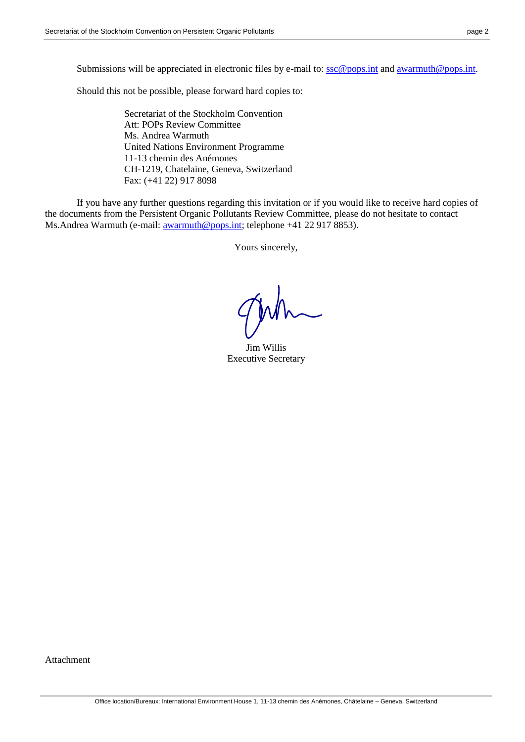Submissions will be appreciated in electronic files by e-mail to: ssc@pops.int and awarmuth@pops.int.

Should this not be possible, please forward hard copies to:

Secretariat of the Stockholm Convention
Att: POPs Review Committee
Ms. Andrea Warmuth
United Nations Environment Programme
11-13 chemin des Anémones
CH-1219, Chatelaine, Geneva, Switzerland
Fax: (+41 22) 917 8098

If you have any further questions regarding this invitation or if you would like to receive hard copies of the documents from the Persistent Organic Pollutants Review Committee, please do not hesitate to contact Ms.Andrea Warmuth (e-mail: awarmuth@pops.int; telephone +41 22 917 8853).

Yours sincerely,

Jim Willis
Executive Secretary

Attachment

Office location/Bureaux: International Environment House 1, 11-13 chemin des Anémones, Châtelaine – Geneva. Switzerland